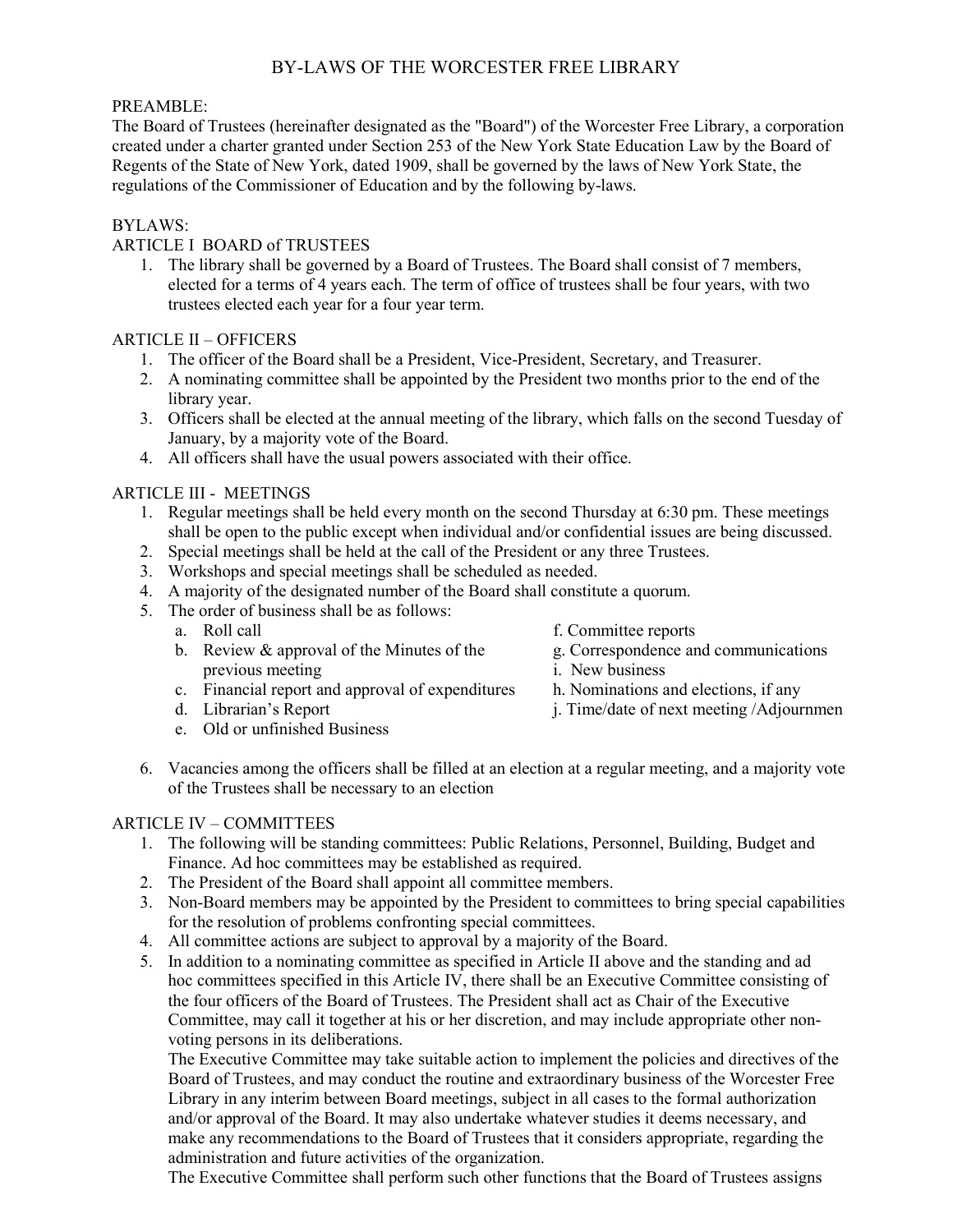# BY-LAWS OF THE WORCESTER FREE LIBRARY

PREAMBLE:

The Board of Trustees (hereinafter designated as the "Board") of the Worcester Free Library, a corporation created under a charter granted under Section 253 of the New York State Education Law by the Board of Regents of the State of New York, dated 1909, shall be governed by the laws of New York State, the regulations of the Commissioner of Education and by the following by-laws.

BYLAWS:

ARTICLE I BOARD of TRUSTEES

1. The library shall be governed by a Board of Trustees. The Board shall consist of 7 members, elected for a terms of 4 years each. The term of office of trustees shall be four years, with two trustees elected each year for a four year term.

ARTICLE II – OFFICERS

1. The officer of the Board shall be a President, Vice-President, Secretary, and Treasurer.
2. A nominating committee shall be appointed by the President two months prior to the end of the library year.
3. Officers shall be elected at the annual meeting of the library, which falls on the second Tuesday of January, by a majority vote of the Board.
4. All officers shall have the usual powers associated with their office.

ARTICLE III - MEETINGS

1. Regular meetings shall be held every month on the second Thursday at 6:30 pm. These meetings shall be open to the public except when individual and/or confidential issues are being discussed.
2. Special meetings shall be held at the call of the President or any three Trustees.
3. Workshops and special meetings shall be scheduled as needed.
4. A majority of the designated number of the Board shall constitute a quorum.
5. The order of business shall be as follows:
   a. Roll call
   b. Review & approval of the Minutes of the previous meeting
   c. Financial report and approval of expenditures
   d. Librarian's Report
   e. Old or unfinished Business
   f. Committee reports
   g. Correspondence and communications
   i. New business
   h. Nominations and elections, if any
   j. Time/date of next meeting /Adjournmen
6. Vacancies among the officers shall be filled at an election at a regular meeting, and a majority vote of the Trustees shall be necessary to an election

ARTICLE IV – COMMITTEES

1. The following will be standing committees: Public Relations, Personnel, Building, Budget and Finance. Ad hoc committees may be established as required.
2. The President of the Board shall appoint all committee members.
3. Non-Board members may be appointed by the President to committees to bring special capabilities for the resolution of problems confronting special committees.
4. All committee actions are subject to approval by a majority of the Board.
5. In addition to a nominating committee as specified in Article II above and the standing and ad hoc committees specified in this Article IV, there shall be an Executive Committee consisting of the four officers of the Board of Trustees. The President shall act as Chair of the Executive Committee, may call it together at his or her discretion, and may include appropriate other non-voting persons in its deliberations.

   The Executive Committee may take suitable action to implement the policies and directives of the Board of Trustees, and may conduct the routine and extraordinary business of the Worcester Free Library in any interim between Board meetings, subject in all cases to the formal authorization and/or approval of the Board. It may also undertake whatever studies it deems necessary, and make any recommendations to the Board of Trustees that it considers appropriate, regarding the administration and future activities of the organization.

   The Executive Committee shall perform such other functions that the Board of Trustees assigns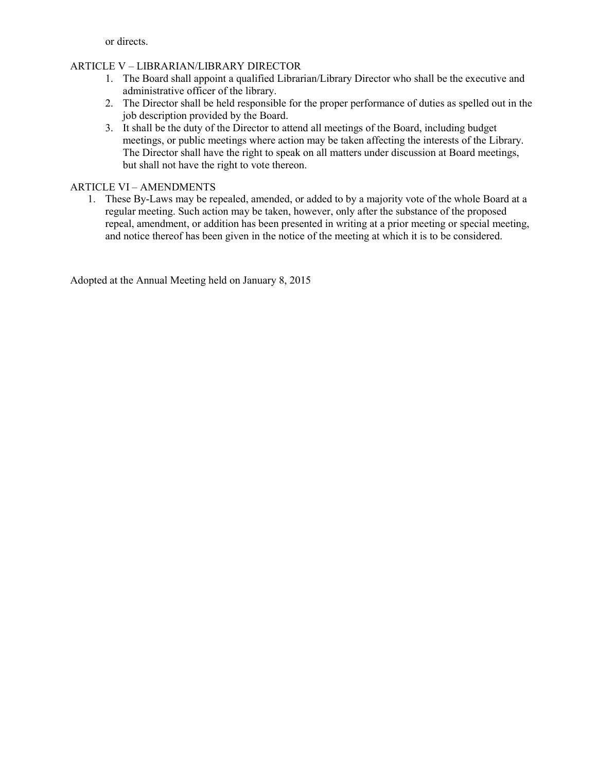or directs.

## ARTICLE V – LIBRARIAN/LIBRARY DIRECTOR

1. The Board shall appoint a qualified Librarian/Library Director who shall be the executive and administrative officer of the library.
2. The Director shall be held responsible for the proper performance of duties as spelled out in the job description provided by the Board.
3. It shall be the duty of the Director to attend all meetings of the Board, including budget meetings, or public meetings where action may be taken affecting the interests of the Library. The Director shall have the right to speak on all matters under discussion at Board meetings, but shall not have the right to vote thereon.

## ARTICLE VI – AMENDMENTS

1. These By-Laws may be repealed, amended, or added to by a majority vote of the whole Board at a regular meeting. Such action may be taken, however, only after the substance of the proposed repeal, amendment, or addition has been presented in writing at a prior meeting or special meeting, and notice thereof has been given in the notice of the meeting at which it is to be considered.

Adopted at the Annual Meeting held on January 8, 2015